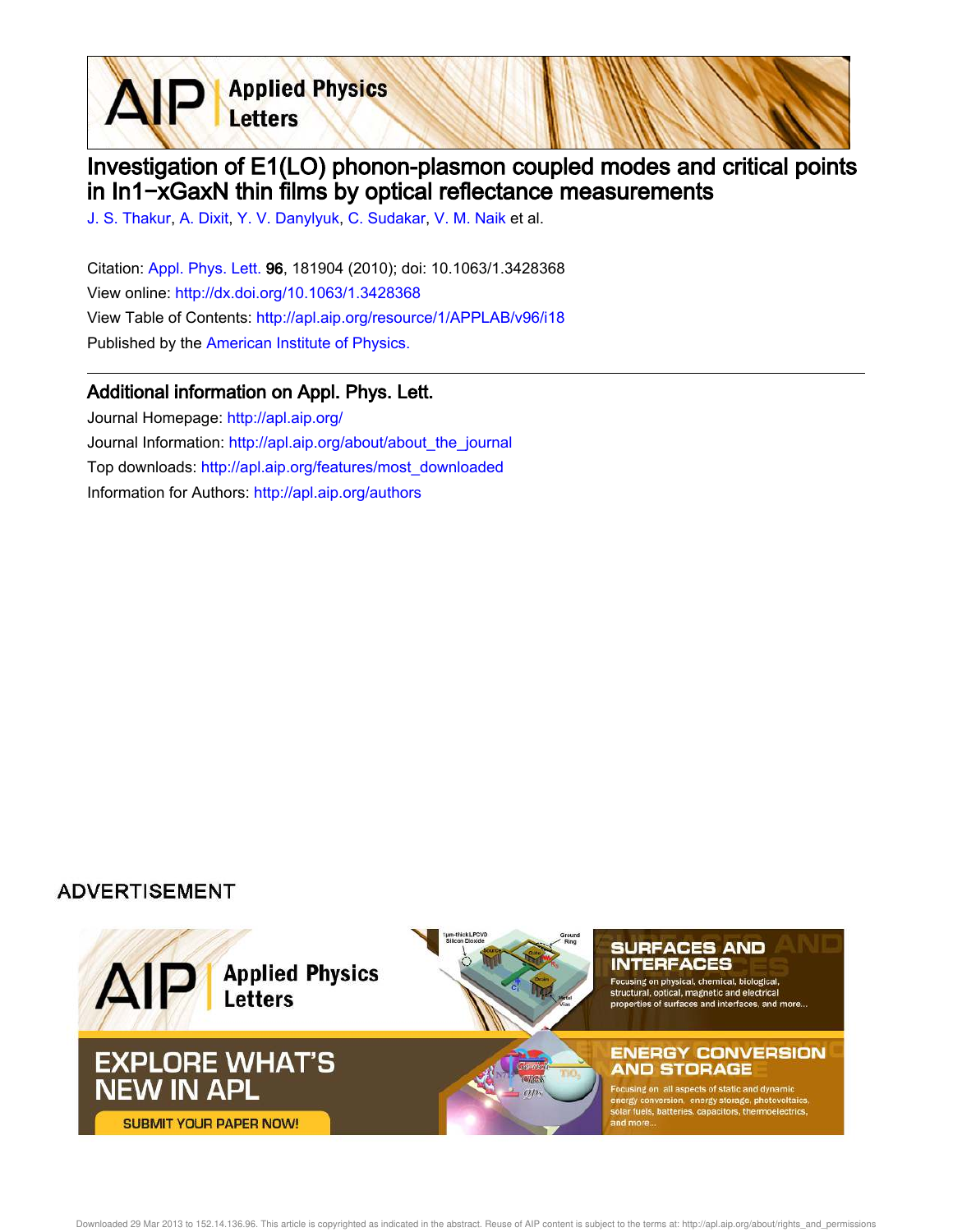# Investigation of E1(LO) phonon-plasmon coupled modes and critical points in In1−xGaxN thin films by optical reflectance measurements

J. S. Thakur, A. Dixit, Y. V. Danylyuk, C. Sudakar, V. M. Naik et al.

Citation: Appl. Phys. Lett. **96**, 181904 (2010); doi: 10.1063/1.3428368

View online: http://dx.doi.org/10.1063/1.3428368

View Table of Contents: http://apl.aip.org/resource/1/APPLAB/v96/i18

Published by the American Institute of Physics.

## Additional information on Appl. Phys. Lett.

Journal Homepage: http://apl.aip.org/

Journal Information: http://apl.aip.org/about/about_the_journal

Top downloads: http://apl.aip.org/features/most_downloaded

Information for Authors: http://apl.aip.org/authors

ADVERTISEMENT

AIP Applied Physics Letters

EXPLORE WHAT'S NEW IN APL

SUBMIT YOUR PAPER NOW!

SURFACES AND INTERFACES

Focusing on physical, chemical, biological, structural, optical, magnetic and electrical properties of surfaces and interfaces, and more...

ENERGY CONVERSION AND STORAGE

Focusing on all aspects of static and dynamic energy conversion, energy storage, photovoltaics, solar fuels, batteries, capacitors, thermoelectrics, and more...

Downloaded 29 Mar 2013 to 152.14.136.96. This article is copyrighted as indicated in the abstract. Reuse of AIP content is subject to the terms at: http://apl.aip.org/about/rights_and_permissions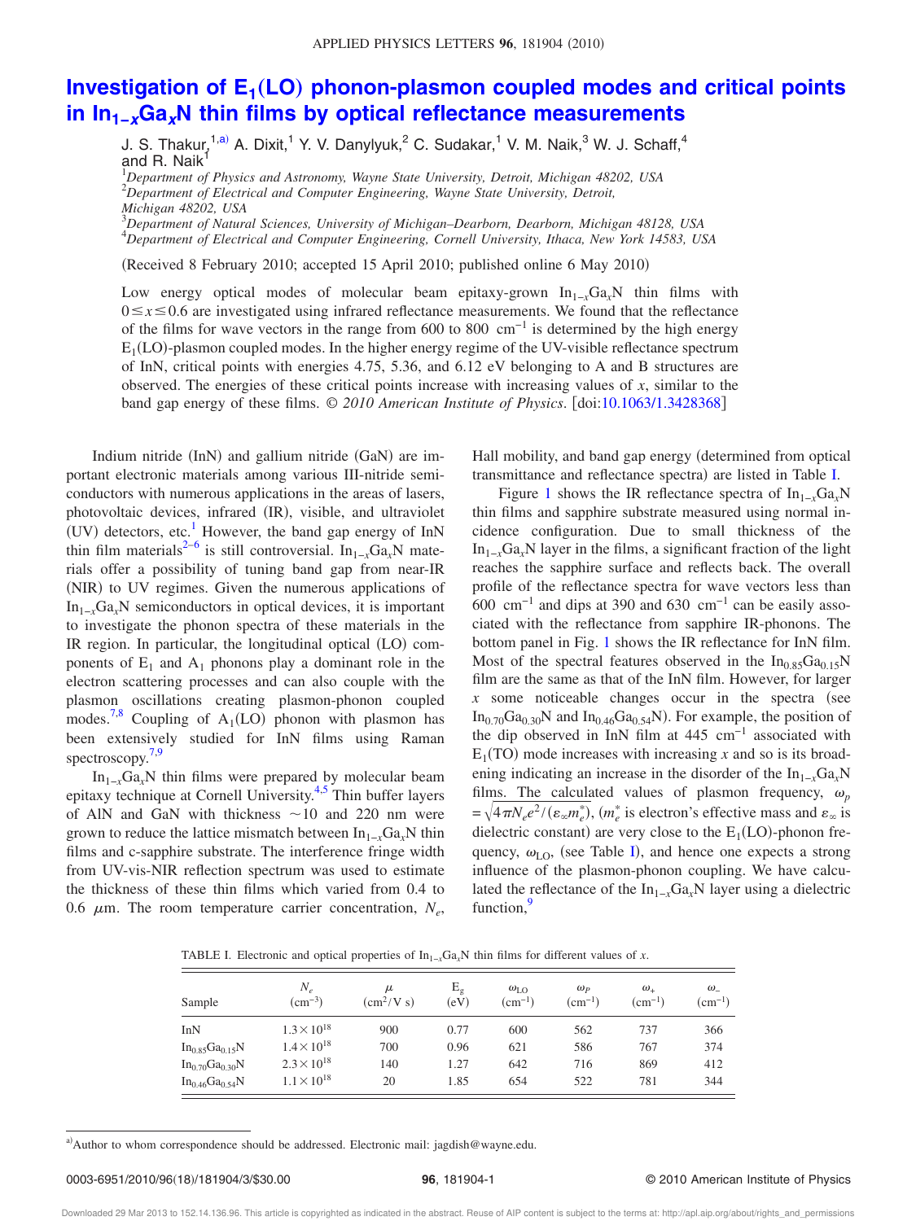# Investigation of $E_1$(LO) phonon-plasmon coupled modes and critical points in $In_{1-x}Ga_xN$ thin films by optical reflectance measurements

J. S. Thakur,[1,a)] A. Dixit,[1] Y. V. Danylyuk,[2] C. Sudakar,[1] V. M. Naik,[3] W. J. Schaff,[4] and R. Naik[1]

[1]*Department of Physics and Astronomy, Wayne State University, Detroit, Michigan 48202, USA*
[2]*Department of Electrical and Computer Engineering, Wayne State University, Detroit, Michigan 48202, USA*
[3]*Department of Natural Sciences, University of Michigan–Dearborn, Dearborn, Michigan 48128, USA*
[4]*Department of Electrical and Computer Engineering, Cornell University, Ithaca, New York 14583, USA*

(Received 8 February 2010; accepted 15 April 2010; published online 6 May 2010)

Low energy optical modes of molecular beam epitaxy-grown $In_{1-x}Ga_xN$ thin films with $0 \le x \le 0.6$ are investigated using infrared reflectance measurements. We found that the reflectance of the films for wave vectors in the range from 600 to 800 $cm^{-1}$ is determined by the high energy $E_1$(LO)-plasmon coupled modes. In the higher energy regime of the UV-visible reflectance spectrum of InN, critical points with energies 4.75, 5.36, and 6.12 eV belonging to A and B structures are observed. The energies of these critical points increase with increasing values of $x$, similar to the band gap energy of these films. © *2010 American Institute of Physics*. [doi:10.1063/1.3428368]

Indium nitride (InN) and gallium nitride (GaN) are important electronic materials among various III-nitride semiconductors with numerous applications in the areas of lasers, photovoltaic devices, infrared (IR), visible, and ultraviolet (UV) detectors, etc.[1] However, the band gap energy of InN thin film materials[2–6] is still controversial. $In_{1-x}Ga_xN$ materials offer a possibility of tuning band gap from near-IR (NIR) to UV regimes. Given the numerous applications of $In_{1-x}Ga_xN$ semiconductors in optical devices, it is important to investigate the phonon spectra of these materials in the IR region. In particular, the longitudinal optical (LO) components of $E_1$ and $A_1$ phonons play a dominant role in the electron scattering processes and can also couple with the plasmon oscillations creating plasmon-phonon coupled modes.[7,8] Coupling of $A_1$(LO) phonon with plasmon has been extensively studied for InN films using Raman spectroscopy.[7,9]

$In_{1-x}Ga_xN$ thin films were prepared by molecular beam epitaxy technique at Cornell University.[4,5] Thin buffer layers of AlN and GaN with thickness ~10 and 220 nm were grown to reduce the lattice mismatch between $In_{1-x}Ga_xN$ thin films and c-sapphire substrate. The interference fringe width from UV-vis-NIR reflection spectrum was used to estimate the thickness of these thin films which varied from 0.4 to 0.6 $\mu$m. The room temperature carrier concentration, $N_e$, Hall mobility, and band gap energy (determined from optical transmittance and reflectance spectra) are listed in Table I.

Figure 1 shows the IR reflectance spectra of $In_{1-x}Ga_xN$ thin films and sapphire substrate measured using normal incidence configuration. Due to small thickness of the $In_{1-x}Ga_xN$ layer in the films, a significant fraction of the light reaches the sapphire surface and reflects back. The overall profile of the reflectance spectra for wave vectors less than 600 $cm^{-1}$ and dips at 390 and 630 $cm^{-1}$ can be easily associated with the reflectance from sapphire IR-phonons. The bottom panel in Fig. 1 shows the IR reflectance for InN film. Most of the spectral features observed in the $In_{0.85}Ga_{0.15}N$ film are the same as that of the InN film. However, for larger $x$ some noticeable changes occur in the spectra (see $In_{0.70}Ga_{0.30}N$ and $In_{0.46}Ga_{0.54}N$). For example, the position of the dip observed in InN film at 445 $cm^{-1}$ associated with $E_1$(TO) mode increases with increasing $x$ and so is its broadening indicating an increase in the disorder of the $In_{1-x}Ga_xN$ films. The calculated values of plasmon frequency, $\omega_p = \sqrt{4\pi N_e e^2/(\varepsilon_\infty m_e^*)}$, ($m_e^*$ is electron's effective mass and $\varepsilon_\infty$ is dielectric constant) are very close to the $E_1$(LO)-phonon frequency, $\omega_{LO}$, (see Table I), and hence one expects a strong influence of the plasmon-phonon coupling. We have calculated the reflectance of the $In_{1-x}Ga_xN$ layer using a dielectric function,[9]

TABLE I. Electronic and optical properties of $In_{1-x}Ga_xN$ thin films for different values of $x$.

| Sample | $N_e$ ($cm^{-3}$) | $\mu$ ($cm^2/V\ s$) | $E_g$ (eV) | $\omega_{LO}$ ($cm^{-1}$) | $\omega_P$ ($cm^{-1}$) | $\omega_+$ ($cm^{-1}$) | $\omega_-$ ($cm^{-1}$) |
|---|---|---|---|---|---|---|---|
| InN | $1.3 \times 10^{18}$ | 900 | 0.77 | 600 | 562 | 737 | 366 |
| $In_{0.85}Ga_{0.15}N$ | $1.4 \times 10^{18}$ | 700 | 0.96 | 621 | 586 | 767 | 374 |
| $In_{0.70}Ga_{0.30}N$ | $2.3 \times 10^{18}$ | 140 | 1.27 | 642 | 716 | 869 | 412 |
| $In_{0.46}Ga_{0.54}N$ | $1.1 \times 10^{18}$ | 20 | 1.85 | 654 | 522 | 781 | 344 |

[a)]Author to whom correspondence should be addressed. Electronic mail: jagdish@wayne.edu.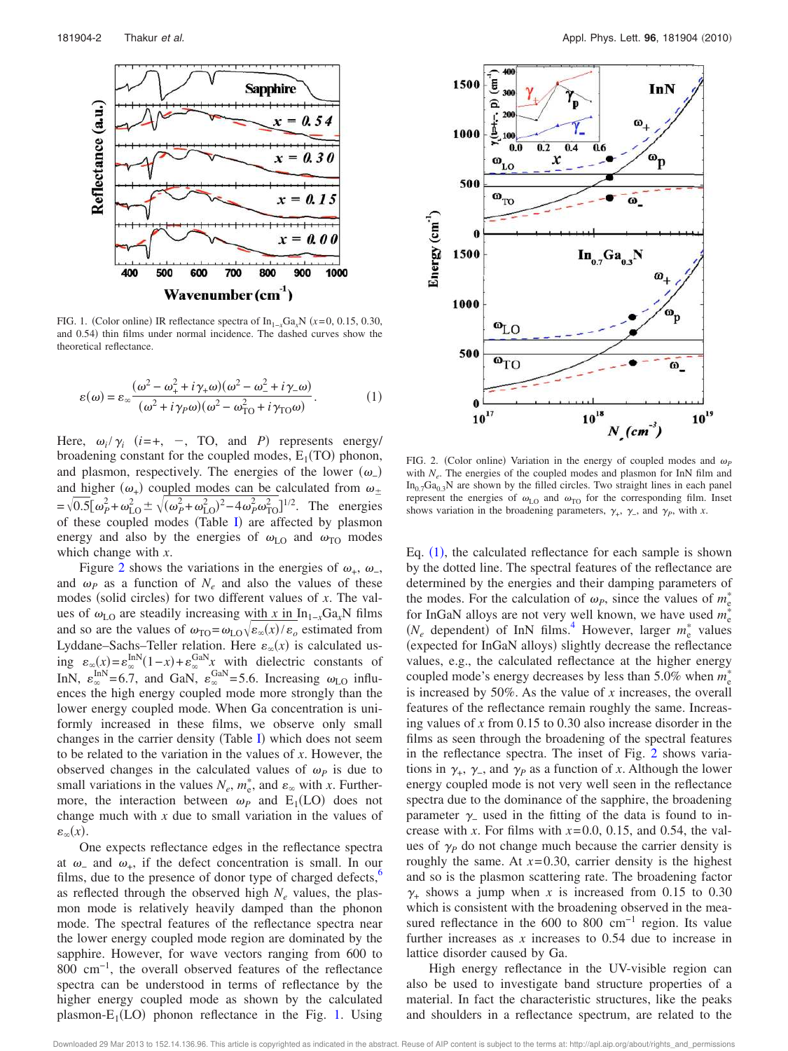Sapphire

x = 0.54

x = 0.30

x = 0.15

x = 0.00

Reflectance (a.u.)

400 500 600 700 800 900 1000

Wavenumber (cm$^{-1}$)

FIG. 1. (Color online) IR reflectance spectra of $In_{1-x}Ga_xN$ ($x$=0, 0.15, 0.30, and 0.54) thin films under normal incidence. The dashed curves show the theoretical reflectance.

$$\varepsilon(\omega) = \varepsilon_\infty \frac{(\omega^2 - \omega_+^2 + i\gamma_+\omega)(\omega^2 - \omega_-^2 + i\gamma_-\omega)}{(\omega^2 + i\gamma_P\omega)(\omega^2 - \omega_{TO}^2 + i\gamma_{TO}\omega)}. \quad (1)$$

Here, $\omega_i/\gamma_i$ ($i$=+, −, TO, and $P$) represents energy/broadening constant for the coupled modes, $E_1$(TO) phonon, and plasmon, respectively. The energies of the lower ($\omega_-$) and higher ($\omega_+$) coupled modes can be calculated from $\omega_\pm = \sqrt{0.5}[\omega_P^2 + \omega_{LO}^2 \pm \sqrt{(\omega_P^2 + \omega_{LO}^2)^2 - 4\omega_P^2\omega_{TO}^2}]^{1/2}$. The energies of these coupled modes (Table I) are affected by plasmon energy and also by the energies of $\omega_{LO}$ and $\omega_{TO}$ modes which change with $x$.

Figure 2 shows the variations in the energies of $\omega_+$, $\omega_-$, and $\omega_P$ as a function of $N_e$ and also the values of these modes (solid circles) for two different values of $x$. The values of $\omega_{LO}$ are steadily increasing with $x$ in $In_{1-x}Ga_xN$ films and so are the values of $\omega_{TO} = \omega_{LO}\sqrt{\varepsilon_\infty(x)/\varepsilon_o}$ estimated from Lyddane–Sachs–Teller relation. Here $\varepsilon_\infty(x)$ is calculated using $\varepsilon_\infty(x) = \varepsilon_\infty^{InN}(1-x) + \varepsilon_\infty^{GaN}x$ with dielectric constants of InN, $\varepsilon_\infty^{InN}$=6.7, and GaN, $\varepsilon_\infty^{GaN}$=5.6. Increasing $\omega_{LO}$ influences the high energy coupled mode more strongly than the lower energy coupled mode. When Ga concentration is uniformly increased in these films, we observe only small changes in the carrier density (Table I) which does not seem to be related to the variation in the values of $x$. However, the observed changes in the calculated values of $\omega_P$ is due to small variations in the values $N_e$, $m_e^*$, and $\varepsilon_\infty$ with $x$. Furthermore, the interaction between $\omega_P$ and $E_1$(LO) does not change much with $x$ due to small variation in the values of $\varepsilon_\infty(x)$.

One expects reflectance edges in the reflectance spectra at $\omega_-$ and $\omega_+$, if the defect concentration is small. In our films, due to the presence of donor type of charged defects,[6] as reflected through the observed high $N_e$ values, the plasmon mode is relatively heavily damped than the phonon mode. The spectral features of the reflectance spectra near the lower energy coupled mode region are dominated by the sapphire. However, for wave vectors ranging from 600 to 800 cm$^{-1}$, the overall observed features of the reflectance spectra can be understood in terms of reflectance by the higher energy coupled mode as shown by the calculated plasmon-$E_1$(LO) phonon reflectance in the Fig. 1. Using

InN

$In_{0.7}Ga_{0.3}N$

$\omega_+$ $\omega_P$ $\omega_-$ $\omega_{LO}$ $\omega_{TO}$

$\gamma_+$ $\gamma_P$ $\gamma_-$

$\gamma_i$ ($i$=+,−, p) (cm$^{-1}$)

100 200 300 400

0.0 0.2 0.4 0.6

$x$

Energy (cm$^{-1}$)

0 500 1000 1500

$10^{17}$ $10^{18}$ $10^{19}$

$N_e$ (cm$^{-3}$)

FIG. 2. (Color online) Variation in the energy of coupled modes and $\omega_P$ with $N_e$. The energies of the coupled modes and plasmon for InN film and $In_{0.7}Ga_{0.3}N$ are shown by the filled circles. Two straight lines in each panel represent the energies of $\omega_{LO}$ and $\omega_{TO}$ for the corresponding film. Inset shows variation in the broadening parameters, $\gamma_+$, $\gamma_-$, and $\gamma_P$, with $x$.

Eq. (1), the calculated reflectance for each sample is shown by the dotted line. The spectral features of the reflectance are determined by the energies and their damping parameters of the modes. For the calculation of $\omega_P$, since the values of $m_e^*$ for InGaN alloys are not very well known, we have used $m_e^*$ ($N_e$ dependent) of InN films.[4] However, larger $m_e^*$ values (expected for InGaN alloys) slightly decrease the reflectance values, e.g., the calculated reflectance at the higher energy coupled mode's energy decreases by less than 5.0% when $m_e^*$ is increased by 50%. As the value of $x$ increases, the overall features of the reflectance remain roughly the same. Increasing values of $x$ from 0.15 to 0.30 also increase disorder in the films as seen through the broadening of the spectral features in the reflectance spectra. The inset of Fig. 2 shows variations in $\gamma_+$, $\gamma_-$, and $\gamma_P$ as a function of $x$. Although the lower energy coupled mode is not very well seen in the reflectance spectra due to the dominance of the sapphire, the broadening parameter $\gamma_-$ used in the fitting of the data is found to increase with $x$. For films with $x$=0.0, 0.15, and 0.54, the values of $\gamma_P$ do not change much because the carrier density is roughly the same. At $x$=0.30, carrier density is the highest and so is the plasmon scattering rate. The broadening factor $\gamma_+$ shows a jump when $x$ is increased from 0.15 to 0.30 which is consistent with the broadening observed in the measured reflectance in the 600 to 800 cm$^{-1}$ region. Its value further increases as $x$ increases to 0.54 due to increase in lattice disorder caused by Ga.

High energy reflectance in the UV-visible region can also be used to investigate band structure properties of a material. In fact the characteristic structures, like the peaks and shoulders in a reflectance spectrum, are related to the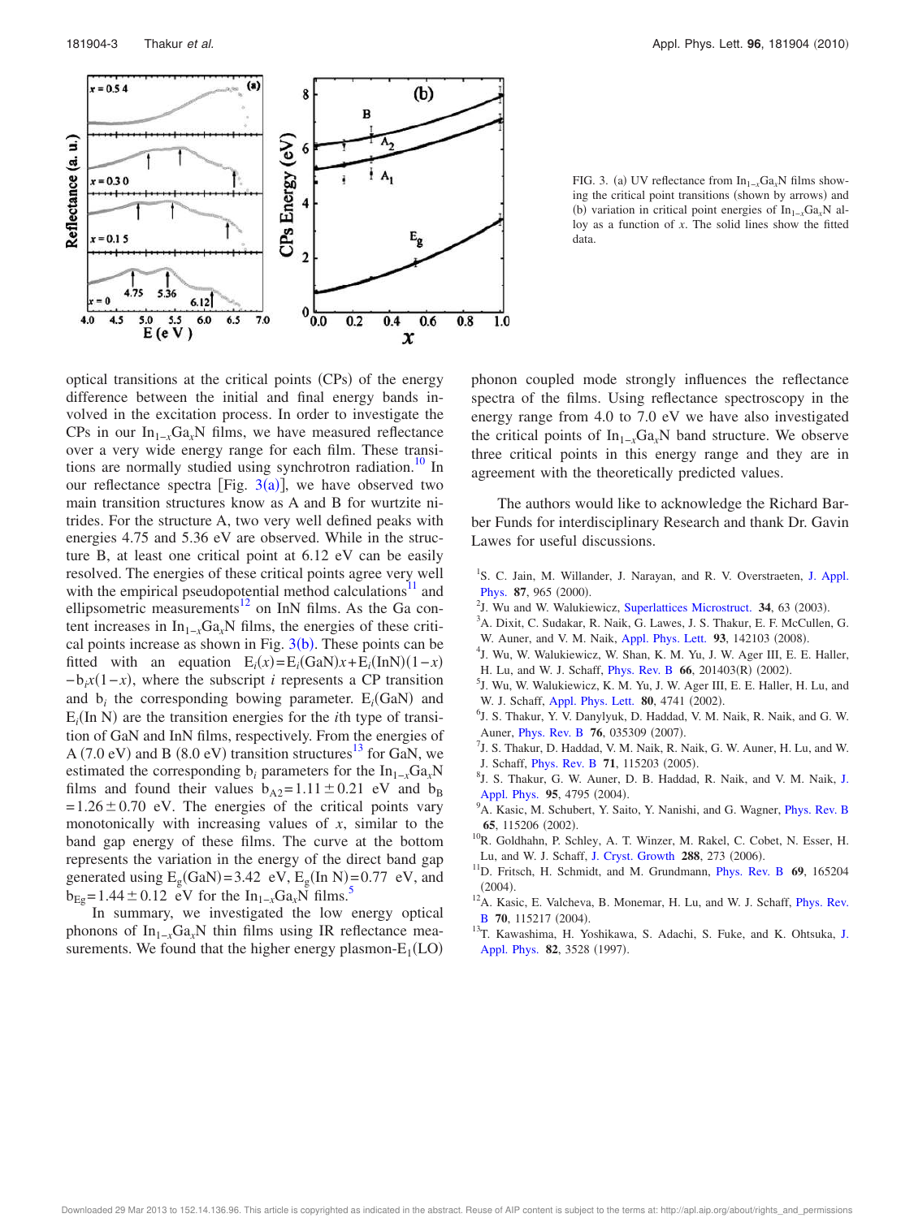(a)

Reflectance (a. u.)

x = 0.54

x = 0.30

x = 0.15

x = 0

4.75 5.36

6.12

4.0 4.5 5.0 5.5 6.0 6.5 7.0

E (e V)

(b)

CPs Energy (eV)

B

$A_2$

$A_1$

$E_g$

0 2 4 6 8

0.0 0.2 0.4 0.6 0.8 1.0

x

FIG. 3. (a) UV reflectance from $In_{1-x}Ga_xN$ films showing the critical point transitions (shown by arrows) and (b) variation in critical point energies of $In_{1-x}Ga_xN$ alloy as a function of $x$. The solid lines show the fitted data.

optical transitions at the critical points (CPs) of the energy difference between the initial and final energy bands involved in the excitation process. In order to investigate the CPs in our $In_{1-x}Ga_xN$ films, we have measured reflectance over a very wide energy range for each film. These transitions are normally studied using synchrotron radiation.[10] In our reflectance spectra [Fig. 3(a)], we have observed two main transition structures know as A and B for wurtzite nitrides. For the structure A, two very well defined peaks with energies 4.75 and 5.36 eV are observed. While in the structure B, at least one critical point at 6.12 eV can be easily resolved. The energies of these critical points agree very well with the empirical pseudopotential method calculations[11] and ellipsometric measurements[12] on InN films. As the Ga content increases in $In_{1-x}Ga_xN$ films, the energies of these critical points increase as shown in Fig. 3(b). These points can be fitted with an equation $E_i(x)=E_i(\mathrm{GaN})x+E_i(\mathrm{InN})(1-x)-b_ix(1-x)$, where the subscript $i$ represents a CP transition and $b_i$ the corresponding bowing parameter. $E_i(\mathrm{GaN})$ and $E_i(\mathrm{In\,N})$ are the transition energies for the $i$th type of transition of GaN and InN films, respectively. From the energies of A (7.0 eV) and B (8.0 eV) transition structures[13] for GaN, we estimated the corresponding $b_i$ parameters for the $In_{1-x}Ga_xN$ films and found their values $b_{A2}=1.11\pm0.21$ eV and $b_B=1.26\pm0.70$ eV. The energies of the critical points vary monotonically with increasing values of $x$, similar to the band gap energy of these films. The curve at the bottom represents the variation in the energy of the direct band gap generated using $E_g(\mathrm{GaN})=3.42$ eV, $E_g(\mathrm{In\,N})=0.77$ eV, and $b_{Eg}=1.44\pm0.12$ eV for the $In_{1-x}Ga_xN$ films.[5]

In summary, we investigated the low energy optical phonons of $In_{1-x}Ga_xN$ thin films using IR reflectance measurements. We found that the higher energy plasmon-$E_1$(LO) phonon coupled mode strongly influences the reflectance spectra of the films. Using reflectance spectroscopy in the energy range from 4.0 to 7.0 eV we have also investigated the critical points of $In_{1-x}Ga_xN$ band structure. We observe three critical points in this energy range and they are in agreement with the theoretically predicted values.

The authors would like to acknowledge the Richard Barber Funds for interdisciplinary Research and thank Dr. Gavin Lawes for useful discussions.

[1] S. C. Jain, M. Willander, J. Narayan, and R. V. Overstraeten, J. Appl. Phys. **87**, 965 (2000).

[2] J. Wu and W. Walukiewicz, Superlattices Microstruct. **34**, 63 (2003).

[3] A. Dixit, C. Sudakar, R. Naik, G. Lawes, J. S. Thakur, E. F. McCullen, G. W. Auner, and V. M. Naik, Appl. Phys. Lett. **93**, 142103 (2008).

[4] J. Wu, W. Walukiewicz, W. Shan, K. M. Yu, J. W. Ager III, E. E. Haller, H. Lu, and W. J. Schaff, Phys. Rev. B **66**, 201403(R) (2002).

[5] J. Wu, W. Walukiewicz, K. M. Yu, J. W. Ager III, E. E. Haller, H. Lu, and W. J. Schaff, Appl. Phys. Lett. **80**, 4741 (2002).

[6] J. S. Thakur, Y. V. Danylyuk, D. Haddad, V. M. Naik, R. Naik, and G. W. Auner, Phys. Rev. B **76**, 035309 (2007).

[7] J. S. Thakur, D. Haddad, V. M. Naik, R. Naik, G. W. Auner, H. Lu, and W. J. Schaff, Phys. Rev. B **71**, 115203 (2005).

[8] J. S. Thakur, G. W. Auner, D. B. Haddad, R. Naik, and V. M. Naik, J. Appl. Phys. **95**, 4795 (2004).

[9] A. Kasic, M. Schubert, Y. Saito, Y. Nanishi, and G. Wagner, Phys. Rev. B **65**, 115206 (2002).

[10] R. Goldhahn, P. Schley, A. T. Winzer, M. Rakel, C. Cobet, N. Esser, H. Lu, and W. J. Schaff, J. Cryst. Growth **288**, 273 (2006).

[11] D. Fritsch, H. Schmidt, and M. Grundmann, Phys. Rev. B **69**, 165204 (2004).

[12] A. Kasic, E. Valcheva, B. Monemar, H. Lu, and W. J. Schaff, Phys. Rev. B **70**, 115217 (2004).

[13] T. Kawashima, H. Yoshikawa, S. Adachi, S. Fuke, and K. Ohtsuka, J. Appl. Phys. **82**, 3528 (1997).